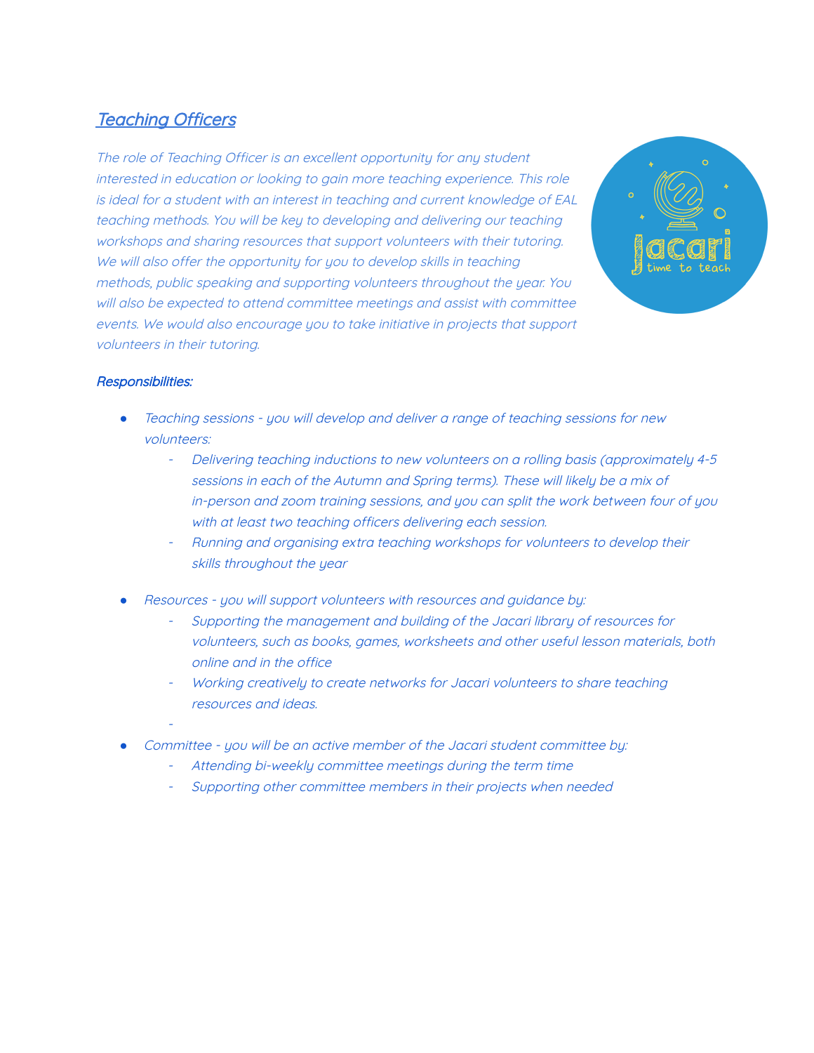## *Teaching Officers*

*The role of Teaching Officer is an excellent opportunity for any student interested in education or looking to gain more teaching experience. This role is ideal for a student with an interest in teaching and current knowledge of EAL teaching methods. You will be key to developing and delivering our teaching workshops and sharing resources that support volunteers with their tutoring. We will also offer the opportunity for you to develop skills in teaching methods, public speaking and supporting volunteers throughout the year. You will also be expected to attend committee meetings and assist with committee events. We would also encourage you to take initiative in projects that support volunteers in their tutoring.*

***Responsibilities:***

- *Teaching sessions - you will develop and deliver a range of teaching sessions for new volunteers:*
  - *Delivering teaching inductions to new volunteers on a rolling basis (approximately 4-5 sessions in each of the Autumn and Spring terms). These will likely be a mix of in-person and zoom training sessions, and you can split the work between four of you with at least two teaching officers delivering each session.*
  - *Running and organising extra teaching workshops for volunteers to develop their skills throughout the year*

- *Resources - you will support volunteers with resources and guidance by:*
  - *Supporting the management and building of the Jacari library of resources for volunteers, such as books, games, worksheets and other useful lesson materials, both online and in the office*
  - *Working creatively to create networks for Jacari volunteers to share teaching resources and ideas.*

- *Committee - you will be an active member of the Jacari student committee by:*
  - *Attending bi-weekly committee meetings during the term time*
  - *Supporting other committee members in their projects when needed*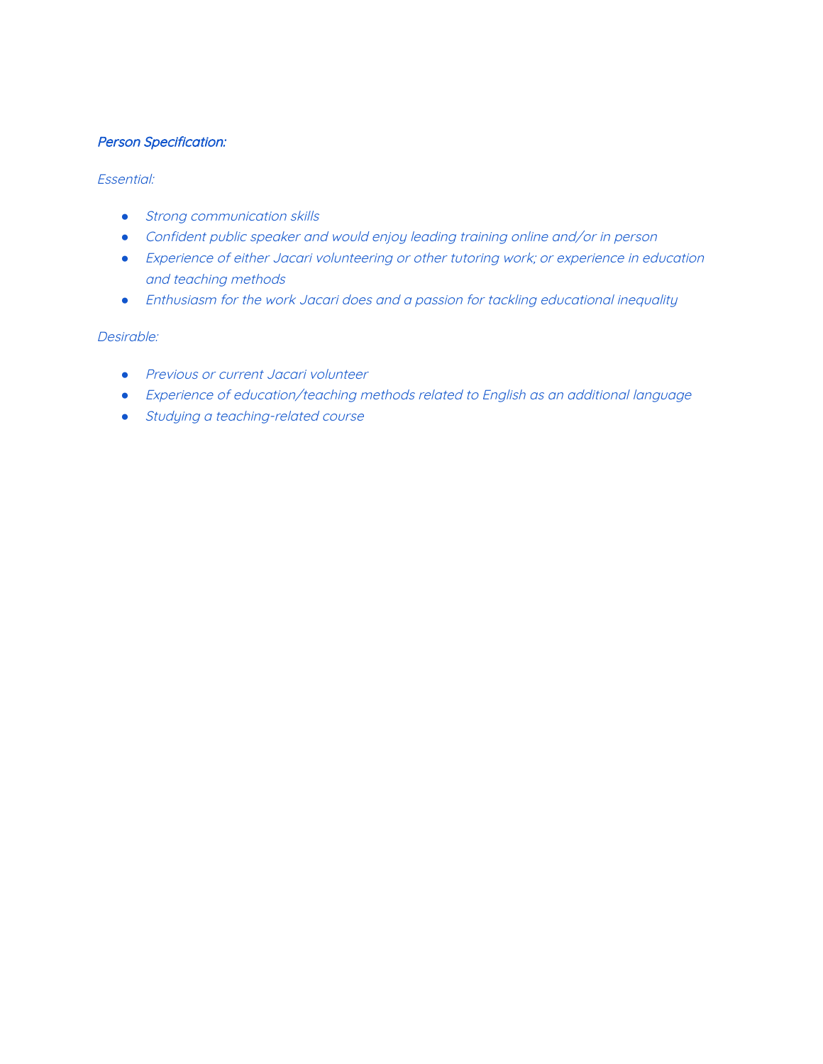***Person Specification:***

*Essential:*

- *Strong communication skills*
- *Confident public speaker and would enjoy leading training online and/or in person*
- *Experience of either Jacari volunteering or other tutoring work; or experience in education and teaching methods*
- *Enthusiasm for the work Jacari does and a passion for tackling educational inequality*

*Desirable:*

- *Previous or current Jacari volunteer*
- *Experience of education/teaching methods related to English as an additional language*
- *Studying a teaching-related course*